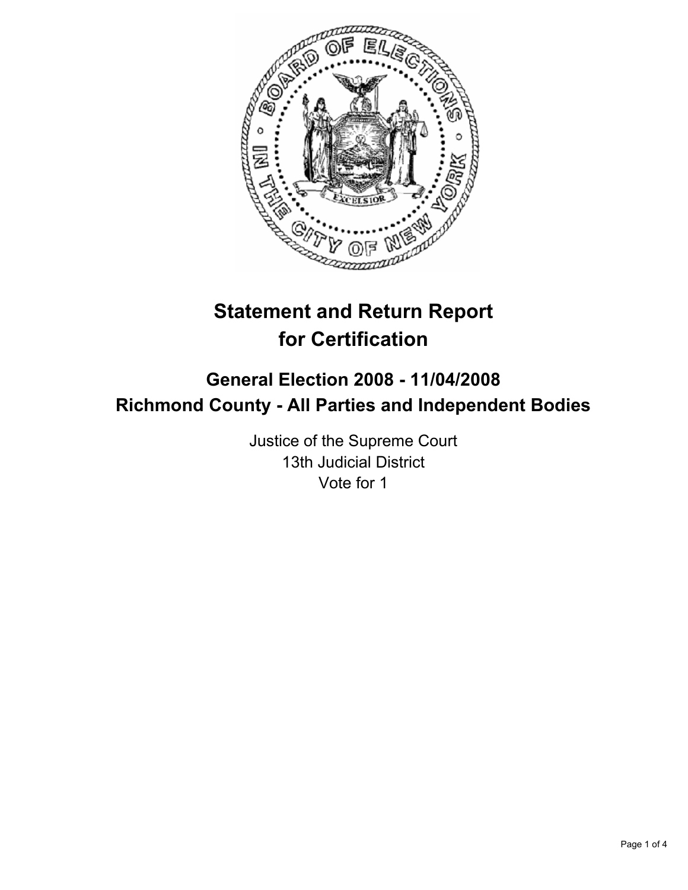# Statement and Return Report for Certification

## General Election 2008 - 11/04/2008
## Richmond County - All Parties and Independent Bodies

Justice of the Supreme Court
13th Judicial District
Vote for 1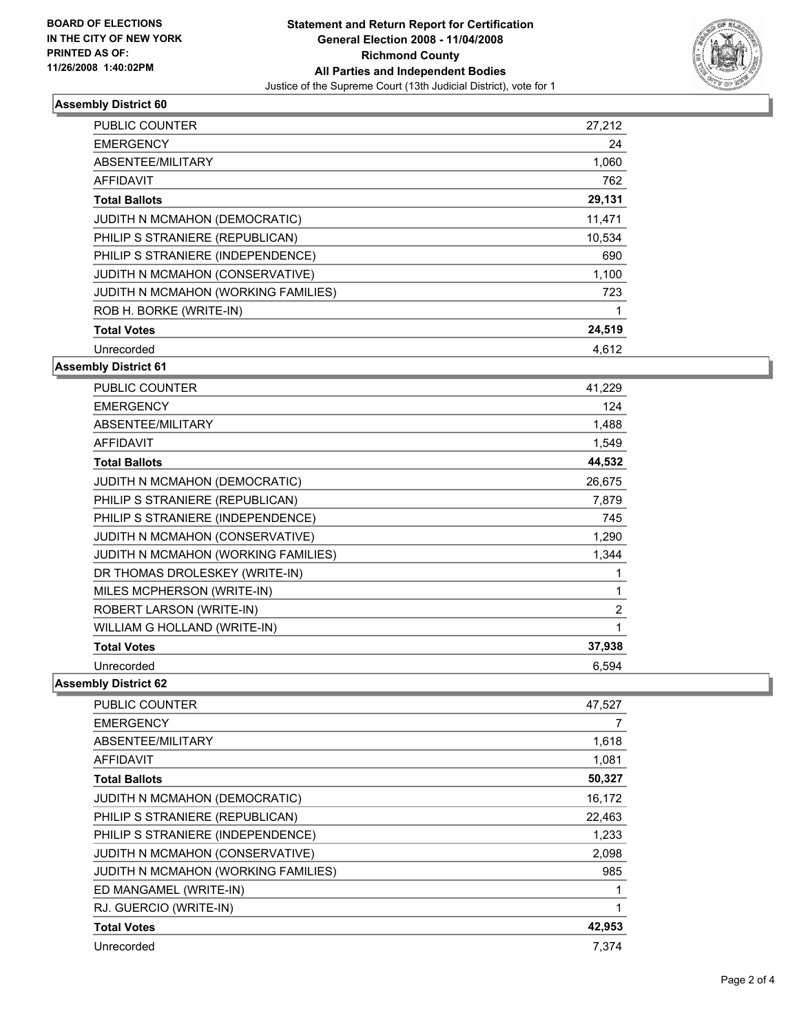**BOARD OF ELECTIONS IN THE CITY OF NEW YORK PRINTED AS OF: 11/26/2008 1:40:02PM**

# Statement and Return Report for Certification
## General Election 2008 - 11/04/2008
## Richmond County
## All Parties and Independent Bodies
Justice of the Supreme Court (13th Judicial District), vote for 1

### Assembly District 60

| | |
|---|---|
| PUBLIC COUNTER | 27,212 |
| EMERGENCY | 24 |
| ABSENTEE/MILITARY | 1,060 |
| AFFIDAVIT | 762 |
| **Total Ballots** | **29,131** |
| JUDITH N MCMAHON (DEMOCRATIC) | 11,471 |
| PHILIP S STRANIERE (REPUBLICAN) | 10,534 |
| PHILIP S STRANIERE (INDEPENDENCE) | 690 |
| JUDITH N MCMAHON (CONSERVATIVE) | 1,100 |
| JUDITH N MCMAHON (WORKING FAMILIES) | 723 |
| ROB H. BORKE (WRITE-IN) | 1 |
| **Total Votes** | **24,519** |
| Unrecorded | 4,612 |

### Assembly District 61

| | |
|---|---|
| PUBLIC COUNTER | 41,229 |
| EMERGENCY | 124 |
| ABSENTEE/MILITARY | 1,488 |
| AFFIDAVIT | 1,549 |
| **Total Ballots** | **44,532** |
| JUDITH N MCMAHON (DEMOCRATIC) | 26,675 |
| PHILIP S STRANIERE (REPUBLICAN) | 7,879 |
| PHILIP S STRANIERE (INDEPENDENCE) | 745 |
| JUDITH N MCMAHON (CONSERVATIVE) | 1,290 |
| JUDITH N MCMAHON (WORKING FAMILIES) | 1,344 |
| DR THOMAS DROLESKEY (WRITE-IN) | 1 |
| MILES MCPHERSON (WRITE-IN) | 1 |
| ROBERT LARSON (WRITE-IN) | 2 |
| WILLIAM G HOLLAND (WRITE-IN) | 1 |
| **Total Votes** | **37,938** |
| Unrecorded | 6,594 |

### Assembly District 62

| | |
|---|---|
| PUBLIC COUNTER | 47,527 |
| EMERGENCY | 7 |
| ABSENTEE/MILITARY | 1,618 |
| AFFIDAVIT | 1,081 |
| **Total Ballots** | **50,327** |
| JUDITH N MCMAHON (DEMOCRATIC) | 16,172 |
| PHILIP S STRANIERE (REPUBLICAN) | 22,463 |
| PHILIP S STRANIERE (INDEPENDENCE) | 1,233 |
| JUDITH N MCMAHON (CONSERVATIVE) | 2,098 |
| JUDITH N MCMAHON (WORKING FAMILIES) | 985 |
| ED MANGAMEL (WRITE-IN) | 1 |
| RJ. GUERCIO (WRITE-IN) | 1 |
| **Total Votes** | **42,953** |
| Unrecorded | 7,374 |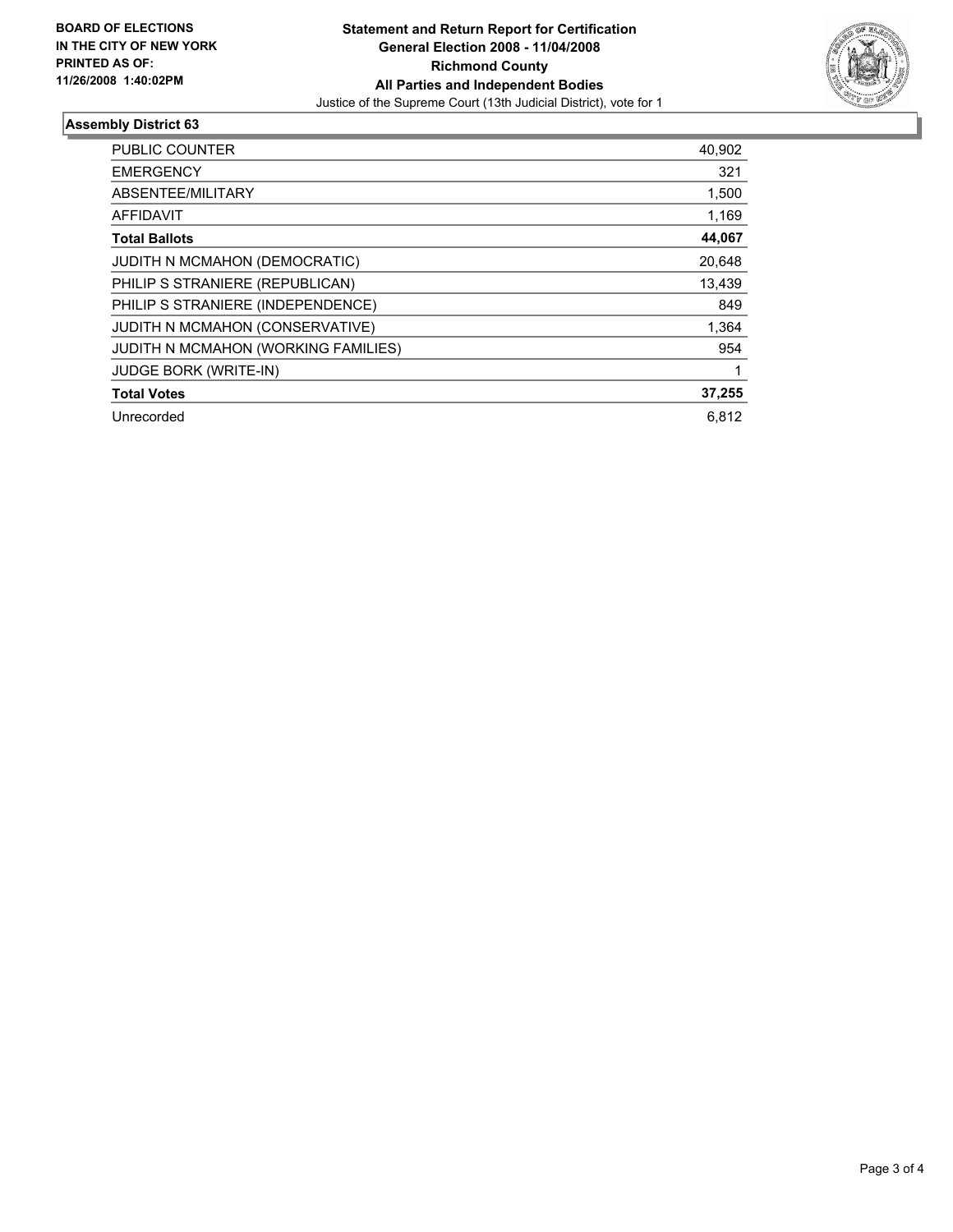**BOARD OF ELECTIONS IN THE CITY OF NEW YORK PRINTED AS OF: 11/26/2008 1:40:02PM**

**Statement and Return Report for Certification**
**General Election 2008 - 11/04/2008**
**Richmond County**
**All Parties and Independent Bodies**
Justice of the Supreme Court (13th Judicial District), vote for 1

## Assembly District 63

| | |
|---|---|
| PUBLIC COUNTER | 40,902 |
| EMERGENCY | 321 |
| ABSENTEE/MILITARY | 1,500 |
| AFFIDAVIT | 1,169 |
| **Total Ballots** | **44,067** |
| JUDITH N MCMAHON (DEMOCRATIC) | 20,648 |
| PHILIP S STRANIERE (REPUBLICAN) | 13,439 |
| PHILIP S STRANIERE (INDEPENDENCE) | 849 |
| JUDITH N MCMAHON (CONSERVATIVE) | 1,364 |
| JUDITH N MCMAHON (WORKING FAMILIES) | 954 |
| JUDGE BORK (WRITE-IN) | 1 |
| **Total Votes** | **37,255** |
| Unrecorded | 6,812 |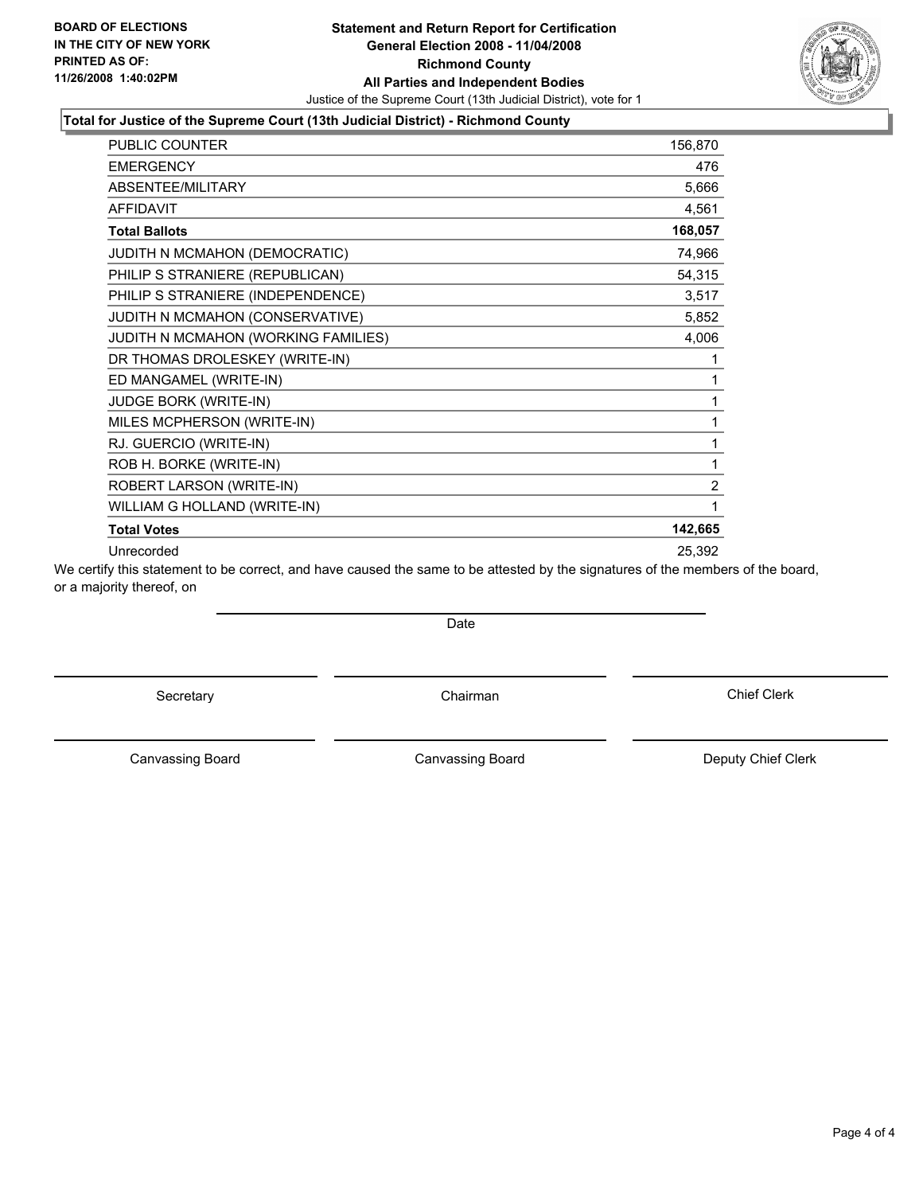**BOARD OF ELECTIONS IN THE CITY OF NEW YORK PRINTED AS OF: 11/26/2008 1:40:02PM**

# Statement and Return Report for Certification
## General Election 2008 - 11/04/2008
## Richmond County
## All Parties and Independent Bodies

Justice of the Supreme Court (13th Judicial District), vote for 1

**Total for Justice of the Supreme Court (13th Judicial District) - Richmond County**

| | |
|---|---|
| PUBLIC COUNTER | 156,870 |
| EMERGENCY | 476 |
| ABSENTEE/MILITARY | 5,666 |
| AFFIDAVIT | 4,561 |
| **Total Ballots** | **168,057** |
| JUDITH N MCMAHON (DEMOCRATIC) | 74,966 |
| PHILIP S STRANIERE (REPUBLICAN) | 54,315 |
| PHILIP S STRANIERE (INDEPENDENCE) | 3,517 |
| JUDITH N MCMAHON (CONSERVATIVE) | 5,852 |
| JUDITH N MCMAHON (WORKING FAMILIES) | 4,006 |
| DR THOMAS DROLESKEY (WRITE-IN) | 1 |
| ED MANGAMEL (WRITE-IN) | 1 |
| JUDGE BORK (WRITE-IN) | 1 |
| MILES MCPHERSON (WRITE-IN) | 1 |
| RJ. GUERCIO (WRITE-IN) | 1 |
| ROB H. BORKE (WRITE-IN) | 1 |
| ROBERT LARSON (WRITE-IN) | 2 |
| WILLIAM G HOLLAND (WRITE-IN) | 1 |
| **Total Votes** | **142,665** |
| Unrecorded | 25,392 |

We certify this statement to be correct, and have caused the same to be attested by the signatures of the members of the board, or a majority thereof, on

Date

Secretary | Chairman | Chief Clerk

Canvassing Board | Canvassing Board | Deputy Chief Clerk